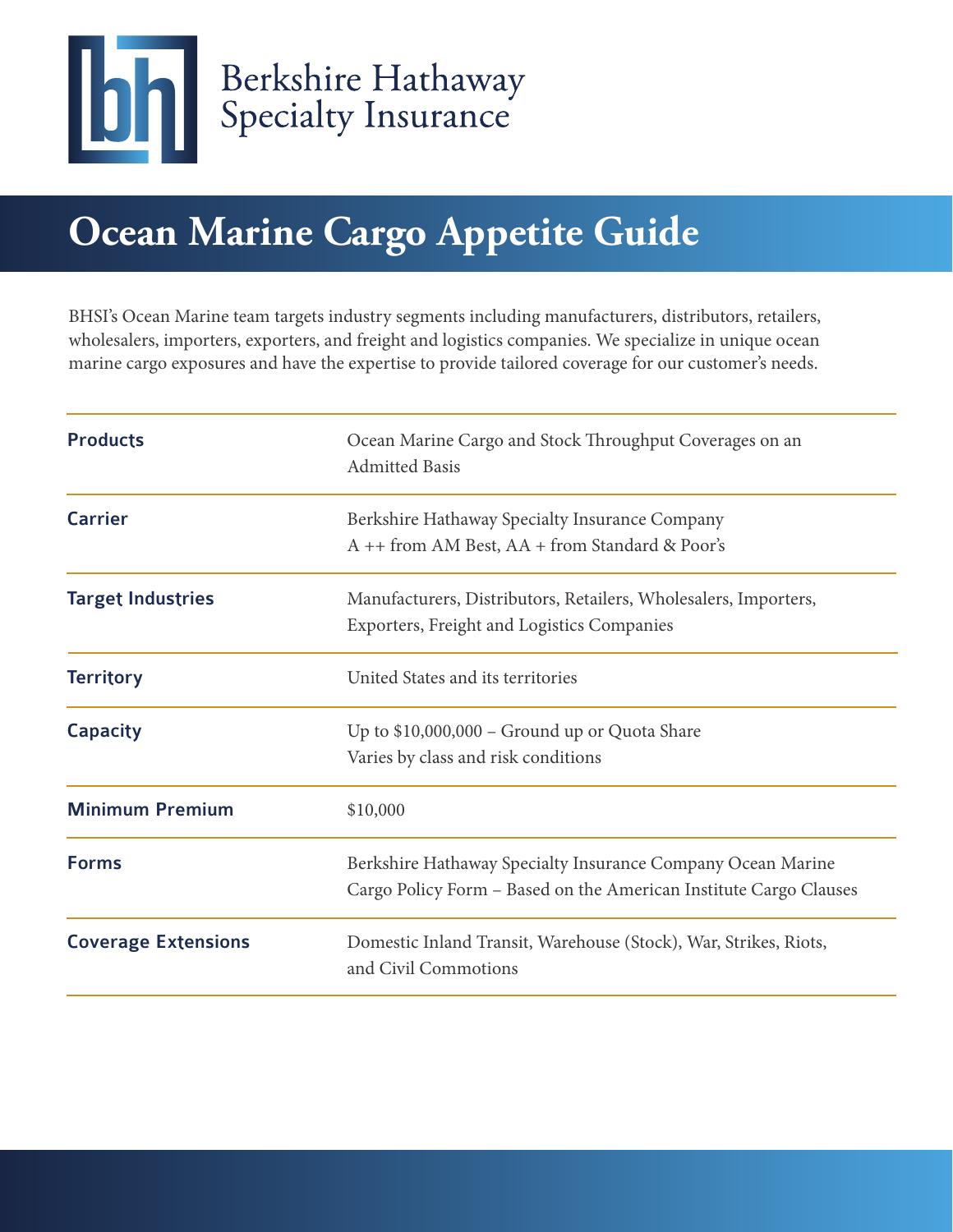Berkshire Hathaway Specialty Insurance

# Ocean Marine Cargo Appetite Guide

BHSI's Ocean Marine team targets industry segments including manufacturers, distributors, retailers, wholesalers, importers, exporters, and freight and logistics companies. We specialize in unique ocean marine cargo exposures and have the expertise to provide tailored coverage for our customer's needs.

| | |
|---|---|
| **Products** | Ocean Marine Cargo and Stock Throughput Coverages on an Admitted Basis |
| **Carrier** | Berkshire Hathaway Specialty Insurance Company<br>A ++ from AM Best, AA + from Standard & Poor's |
| **Target Industries** | Manufacturers, Distributors, Retailers, Wholesalers, Importers, Exporters, Freight and Logistics Companies |
| **Territory** | United States and its territories |
| **Capacity** | Up to $10,000,000 – Ground up or Quota Share<br>Varies by class and risk conditions |
| **Minimum Premium** | $10,000 |
| **Forms** | Berkshire Hathaway Specialty Insurance Company Ocean Marine Cargo Policy Form – Based on the American Institute Cargo Clauses |
| **Coverage Extensions** | Domestic Inland Transit, Warehouse (Stock), War, Strikes, Riots, and Civil Commotions |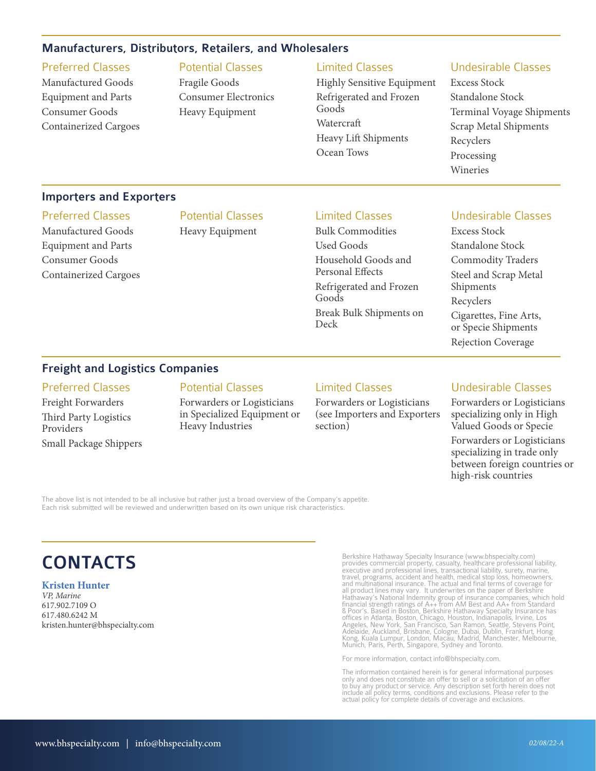## Manufacturers, Distributors, Retailers, and Wholesalers

### Preferred Classes
Manufactured Goods
Equipment and Parts
Consumer Goods
Containerized Cargoes

### Potential Classes
Fragile Goods
Consumer Electronics
Heavy Equipment

### Limited Classes
Highly Sensitive Equipment
Refrigerated and Frozen Goods
Watercraft
Heavy Lift Shipments
Ocean Tows

### Undesirable Classes
Excess Stock
Standalone Stock
Terminal Voyage Shipments
Scrap Metal Shipments
Recyclers
Processing
Wineries

## Importers and Exporters

### Preferred Classes
Manufactured Goods
Equipment and Parts
Consumer Goods
Containerized Cargoes

### Potential Classes
Heavy Equipment

### Limited Classes
Bulk Commodities
Used Goods
Household Goods and Personal Effects
Refrigerated and Frozen Goods
Break Bulk Shipments on Deck

### Undesirable Classes
Excess Stock
Standalone Stock
Commodity Traders
Steel and Scrap Metal Shipments
Recyclers
Cigarettes, Fine Arts, or Specie Shipments
Rejection Coverage

## Freight and Logistics Companies

### Preferred Classes
Freight Forwarders
Third Party Logistics Providers
Small Package Shippers

### Potential Classes
Forwarders or Logisticians in Specialized Equipment or Heavy Industries

### Limited Classes
Forwarders or Logisticians (see Importers and Exporters section)

### Undesirable Classes
Forwarders or Logisticians specializing only in High Valued Goods or Specie
Forwarders or Logisticians specializing in trade only between foreign countries or high-risk countries

The above list is not intended to be all inclusive but rather just a broad overview of the Company's appetite. Each risk submitted will be reviewed and underwritten based on its own unique risk characteristics.

# CONTACTS

**Kristen Hunter**
*VP, Marine*
617.902.7109 O
617.480.6242 M
kristen.hunter@bhspecialty.com

Berkshire Hathaway Specialty Insurance (www.bhspecialty.com) provides commercial property, casualty, healthcare professional liability, executive and professional lines, transactional liability, surety, marine, travel, programs, accident and health, medical stop loss, homeowners, and multinational insurance. The actual and final terms of coverage for all product lines may vary. It underwrites on the paper of Berkshire Hathaway's National Indemnity group of insurance companies, which hold financial strength ratings of A++ from AM Best and AA+ from Standard & Poor's. Based in Boston, Berkshire Hathaway Specialty Insurance has offices in Atlanta, Boston, Chicago, Houston, Indianapolis, Irvine, Los Angeles, New York, San Francisco, San Ramon, Seattle, Stevens Point, Adelaide, Auckland, Brisbane, Cologne, Dubai, Dublin, Frankfurt, Hong Kong, Kuala Lumpur, London, Macau, Madrid, Manchester, Melbourne, Munich, Paris, Perth, Singapore, Sydney and Toronto.

For more information, contact info@bhspecialty.com.

The information contained herein is for general informational purposes only and does not constitute an offer to sell or a solicitation of an offer to buy any product or service. Any description set forth herein does not include all policy terms, conditions and exclusions. Please refer to the actual policy for complete details of coverage and exclusions.

www.bhspecialty.com | info@bhspecialty.com

02/08/22-A